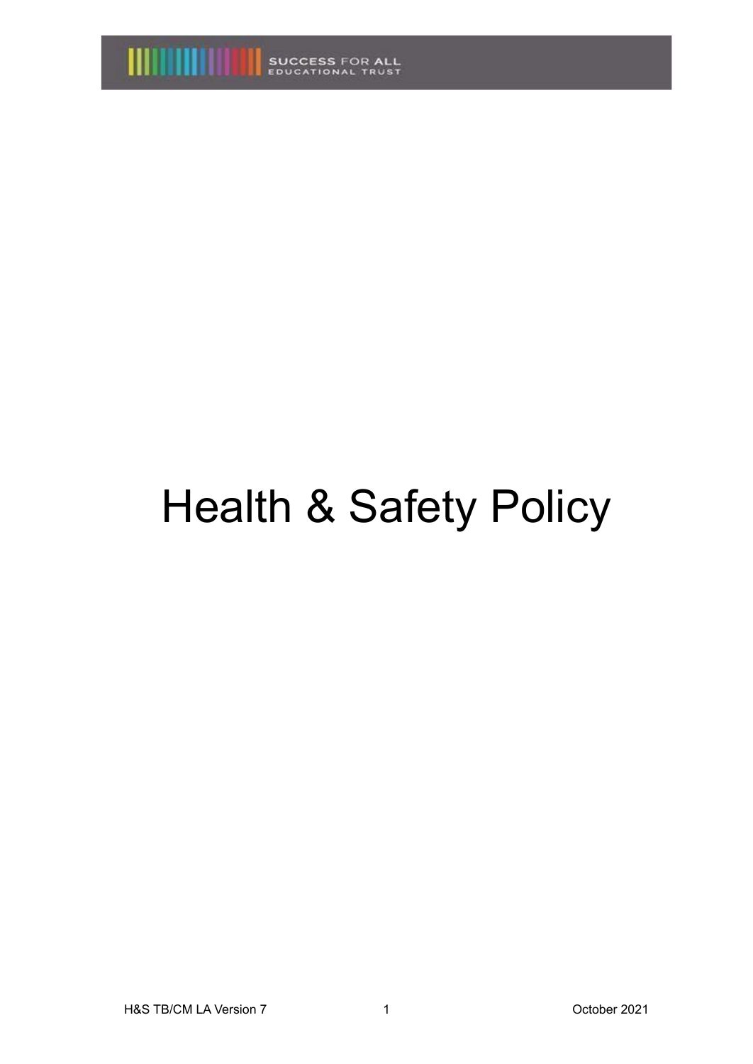# Health & Safety Policy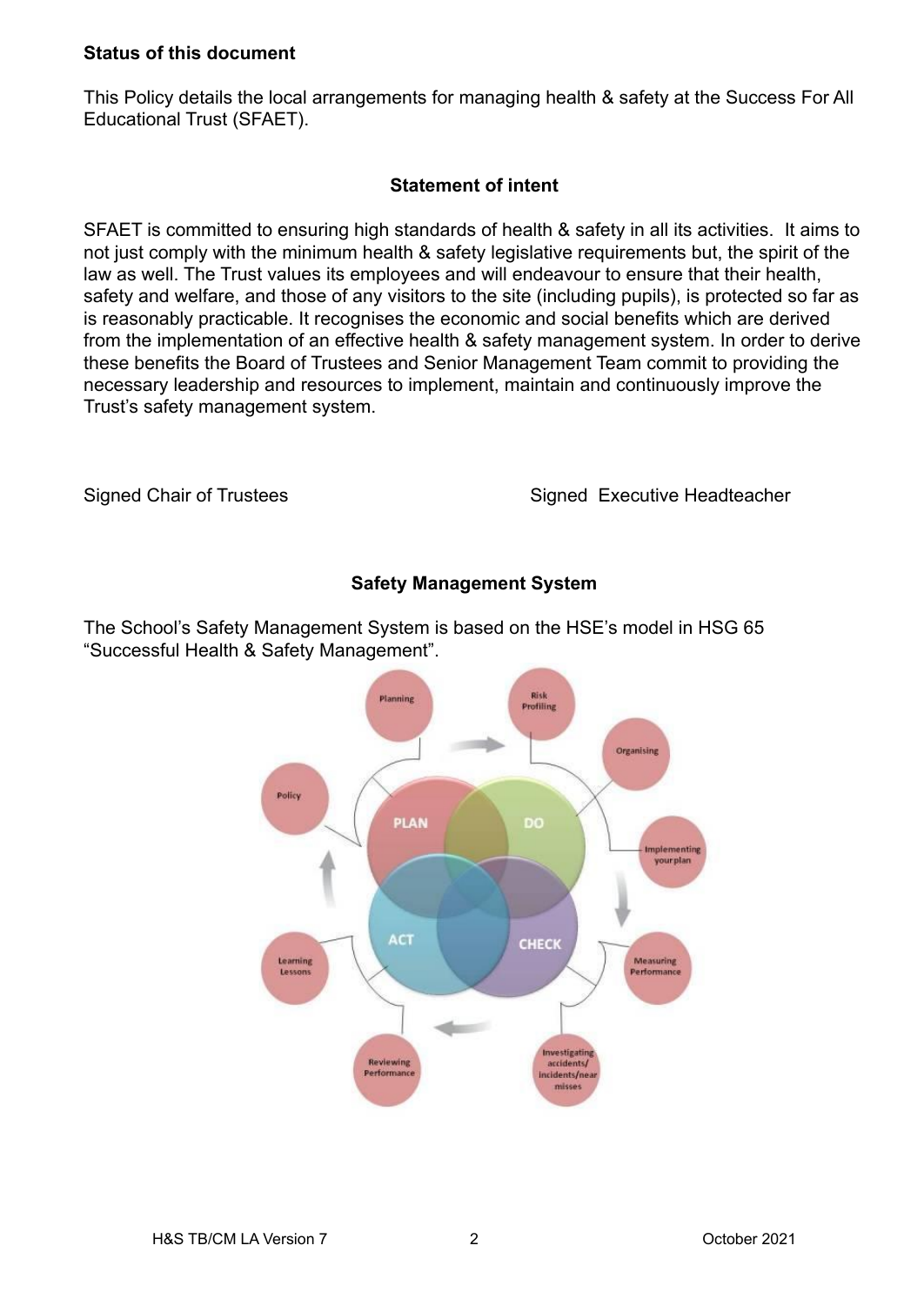**Status of this document**

This Policy details the local arrangements for managing health & safety at the Success For All Educational Trust (SFAET).

**Statement of intent**

SFAET is committed to ensuring high standards of health & safety in all its activities. It aims to not just comply with the minimum health & safety legislative requirements but, the spirit of the law as well. The Trust values its employees and will endeavour to ensure that their health, safety and welfare, and those of any visitors to the site (including pupils), is protected so far as is reasonably practicable. It recognises the economic and social benefits which are derived from the implementation of an effective health & safety management system. In order to derive these benefits the Board of Trustees and Senior Management Team commit to providing the necessary leadership and resources to implement, maintain and continuously improve the Trust's safety management system.

Signed Chair of Trustees

Signed Executive Headteacher

**Safety Management System**

The School's Safety Management System is based on the HSE's model in HSG 65 "Successful Health & Safety Management".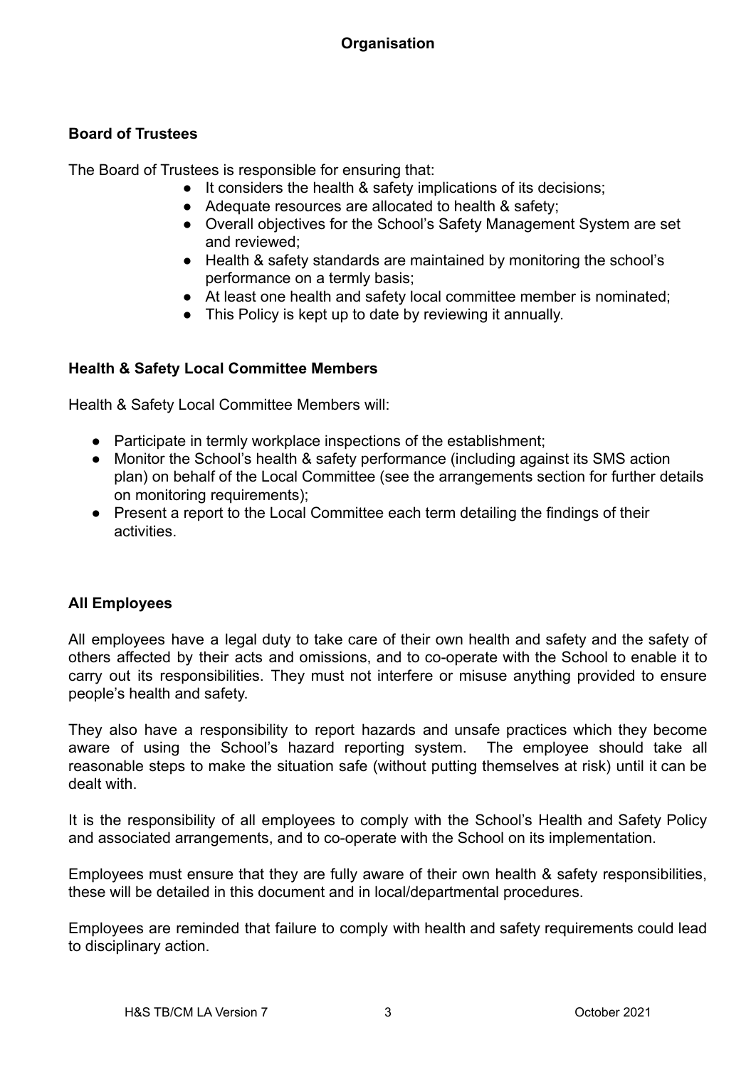## Organisation

### Board of Trustees

The Board of Trustees is responsible for ensuring that:

- It considers the health & safety implications of its decisions;
- Adequate resources are allocated to health & safety;
- Overall objectives for the School's Safety Management System are set and reviewed;
- Health & safety standards are maintained by monitoring the school's performance on a termly basis;
- At least one health and safety local committee member is nominated;
- This Policy is kept up to date by reviewing it annually.

### Health & Safety Local Committee Members

Health & Safety Local Committee Members will:

- Participate in termly workplace inspections of the establishment;
- Monitor the School's health & safety performance (including against its SMS action plan) on behalf of the Local Committee (see the arrangements section for further details on monitoring requirements);
- Present a report to the Local Committee each term detailing the findings of their activities.

### All Employees

All employees have a legal duty to take care of their own health and safety and the safety of others affected by their acts and omissions, and to co-operate with the School to enable it to carry out its responsibilities. They must not interfere or misuse anything provided to ensure people's health and safety.

They also have a responsibility to report hazards and unsafe practices which they become aware of using the School's hazard reporting system. The employee should take all reasonable steps to make the situation safe (without putting themselves at risk) until it can be dealt with.

It is the responsibility of all employees to comply with the School's Health and Safety Policy and associated arrangements, and to co-operate with the School on its implementation.

Employees must ensure that they are fully aware of their own health & safety responsibilities, these will be detailed in this document and in local/departmental procedures.

Employees are reminded that failure to comply with health and safety requirements could lead to disciplinary action.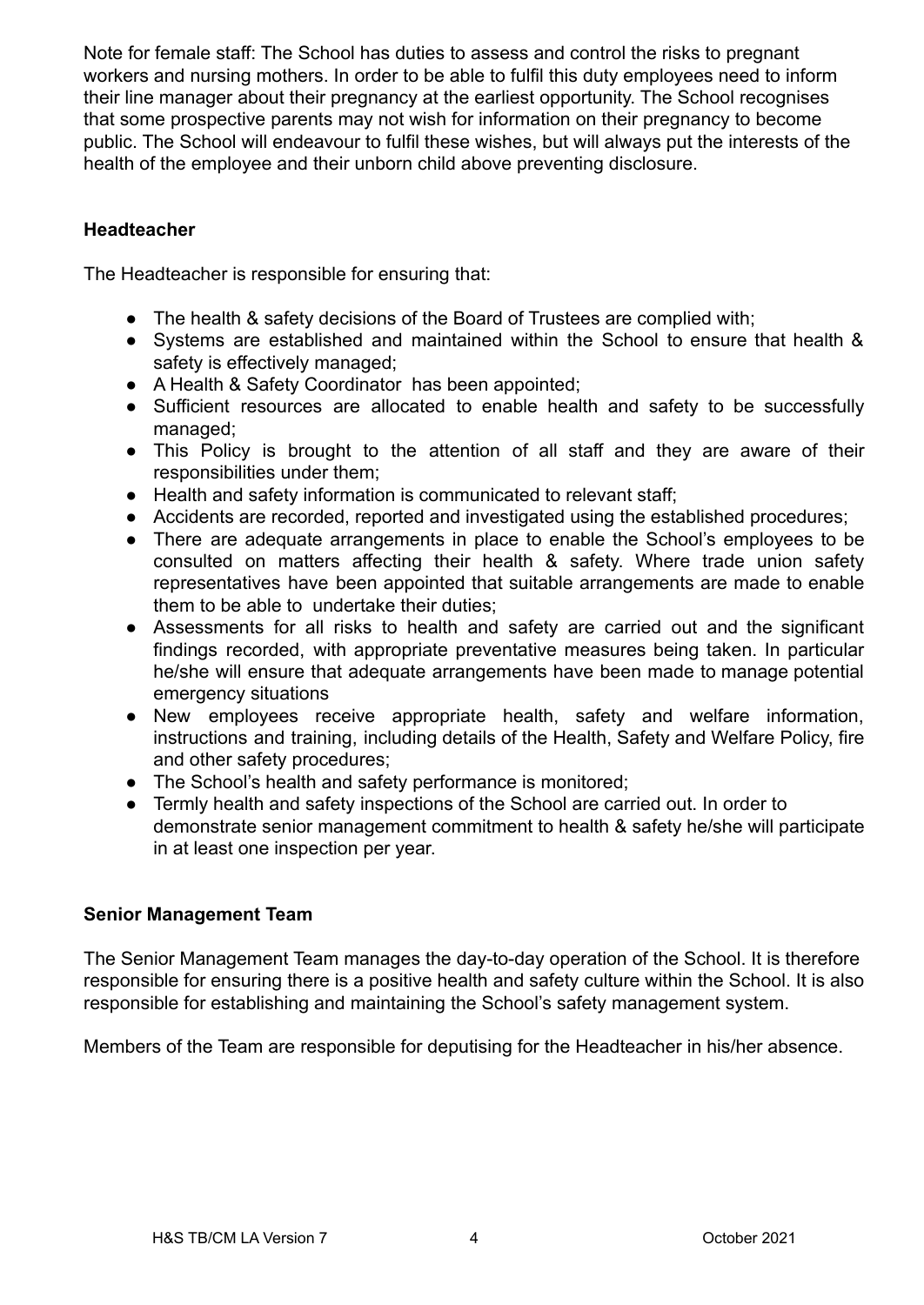Note for female staff: The School has duties to assess and control the risks to pregnant workers and nursing mothers. In order to be able to fulfil this duty employees need to inform their line manager about their pregnancy at the earliest opportunity. The School recognises that some prospective parents may not wish for information on their pregnancy to become public. The School will endeavour to fulfil these wishes, but will always put the interests of the health of the employee and their unborn child above preventing disclosure.

**Headteacher**

The Headteacher is responsible for ensuring that:

- The health & safety decisions of the Board of Trustees are complied with;
- Systems are established and maintained within the School to ensure that health & safety is effectively managed;
- A Health & Safety Coordinator has been appointed;
- Sufficient resources are allocated to enable health and safety to be successfully managed;
- This Policy is brought to the attention of all staff and they are aware of their responsibilities under them;
- Health and safety information is communicated to relevant staff;
- Accidents are recorded, reported and investigated using the established procedures;
- There are adequate arrangements in place to enable the School's employees to be consulted on matters affecting their health & safety. Where trade union safety representatives have been appointed that suitable arrangements are made to enable them to be able to undertake their duties;
- Assessments for all risks to health and safety are carried out and the significant findings recorded, with appropriate preventative measures being taken. In particular he/she will ensure that adequate arrangements have been made to manage potential emergency situations
- New employees receive appropriate health, safety and welfare information, instructions and training, including details of the Health, Safety and Welfare Policy, fire and other safety procedures;
- The School's health and safety performance is monitored;
- Termly health and safety inspections of the School are carried out. In order to demonstrate senior management commitment to health & safety he/she will participate in at least one inspection per year.

**Senior Management Team**

The Senior Management Team manages the day-to-day operation of the School. It is therefore responsible for ensuring there is a positive health and safety culture within the School. It is also responsible for establishing and maintaining the School's safety management system.

Members of the Team are responsible for deputising for the Headteacher in his/her absence.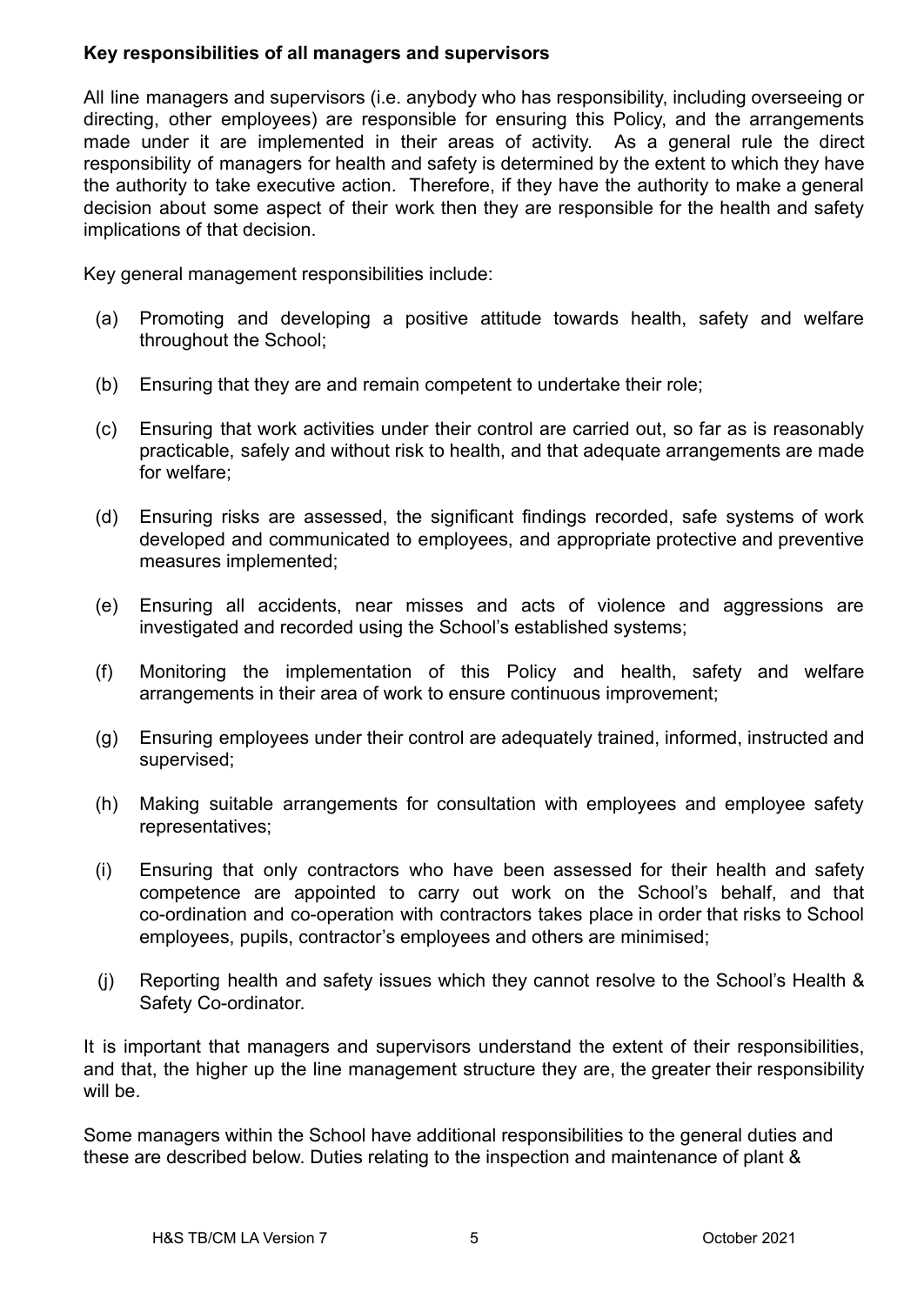**Key responsibilities of all managers and supervisors**

All line managers and supervisors (i.e. anybody who has responsibility, including overseeing or directing, other employees) are responsible for ensuring this Policy, and the arrangements made under it are implemented in their areas of activity. As a general rule the direct responsibility of managers for health and safety is determined by the extent to which they have the authority to take executive action. Therefore, if they have the authority to make a general decision about some aspect of their work then they are responsible for the health and safety implications of that decision.

Key general management responsibilities include:

(a) Promoting and developing a positive attitude towards health, safety and welfare throughout the School;

(b) Ensuring that they are and remain competent to undertake their role;

(c) Ensuring that work activities under their control are carried out, so far as is reasonably practicable, safely and without risk to health, and that adequate arrangements are made for welfare;

(d) Ensuring risks are assessed, the significant findings recorded, safe systems of work developed and communicated to employees, and appropriate protective and preventive measures implemented;

(e) Ensuring all accidents, near misses and acts of violence and aggressions are investigated and recorded using the School's established systems;

(f) Monitoring the implementation of this Policy and health, safety and welfare arrangements in their area of work to ensure continuous improvement;

(g) Ensuring employees under their control are adequately trained, informed, instructed and supervised;

(h) Making suitable arrangements for consultation with employees and employee safety representatives;

(i) Ensuring that only contractors who have been assessed for their health and safety competence are appointed to carry out work on the School's behalf, and that co-ordination and co-operation with contractors takes place in order that risks to School employees, pupils, contractor's employees and others are minimised;

(j) Reporting health and safety issues which they cannot resolve to the School's Health & Safety Co-ordinator.

It is important that managers and supervisors understand the extent of their responsibilities, and that, the higher up the line management structure they are, the greater their responsibility will be.

Some managers within the School have additional responsibilities to the general duties and these are described below. Duties relating to the inspection and maintenance of plant &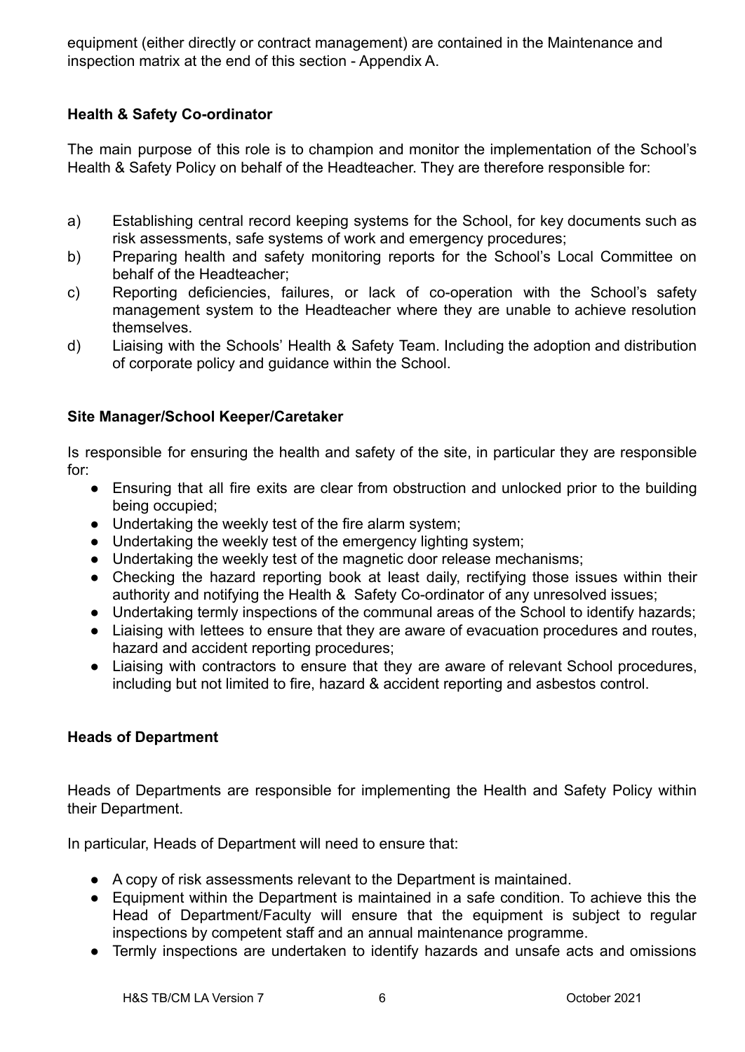equipment (either directly or contract management) are contained in the Maintenance and inspection matrix at the end of this section - Appendix A.

**Health & Safety Co-ordinator**

The main purpose of this role is to champion and monitor the implementation of the School's Health & Safety Policy on behalf of the Headteacher. They are therefore responsible for:

a) Establishing central record keeping systems for the School, for key documents such as risk assessments, safe systems of work and emergency procedures;
b) Preparing health and safety monitoring reports for the School's Local Committee on behalf of the Headteacher;
c) Reporting deficiencies, failures, or lack of co-operation with the School's safety management system to the Headteacher where they are unable to achieve resolution themselves.
d) Liaising with the Schools' Health & Safety Team. Including the adoption and distribution of corporate policy and guidance within the School.

**Site Manager/School Keeper/Caretaker**

Is responsible for ensuring the health and safety of the site, in particular they are responsible for:

- Ensuring that all fire exits are clear from obstruction and unlocked prior to the building being occupied;
- Undertaking the weekly test of the fire alarm system;
- Undertaking the weekly test of the emergency lighting system;
- Undertaking the weekly test of the magnetic door release mechanisms;
- Checking the hazard reporting book at least daily, rectifying those issues within their authority and notifying the Health & Safety Co-ordinator of any unresolved issues;
- Undertaking termly inspections of the communal areas of the School to identify hazards;
- Liaising with lettees to ensure that they are aware of evacuation procedures and routes, hazard and accident reporting procedures;
- Liaising with contractors to ensure that they are aware of relevant School procedures, including but not limited to fire, hazard & accident reporting and asbestos control.

**Heads of Department**

Heads of Departments are responsible for implementing the Health and Safety Policy within their Department.

In particular, Heads of Department will need to ensure that:

- A copy of risk assessments relevant to the Department is maintained.
- Equipment within the Department is maintained in a safe condition. To achieve this the Head of Department/Faculty will ensure that the equipment is subject to regular inspections by competent staff and an annual maintenance programme.
- Termly inspections are undertaken to identify hazards and unsafe acts and omissions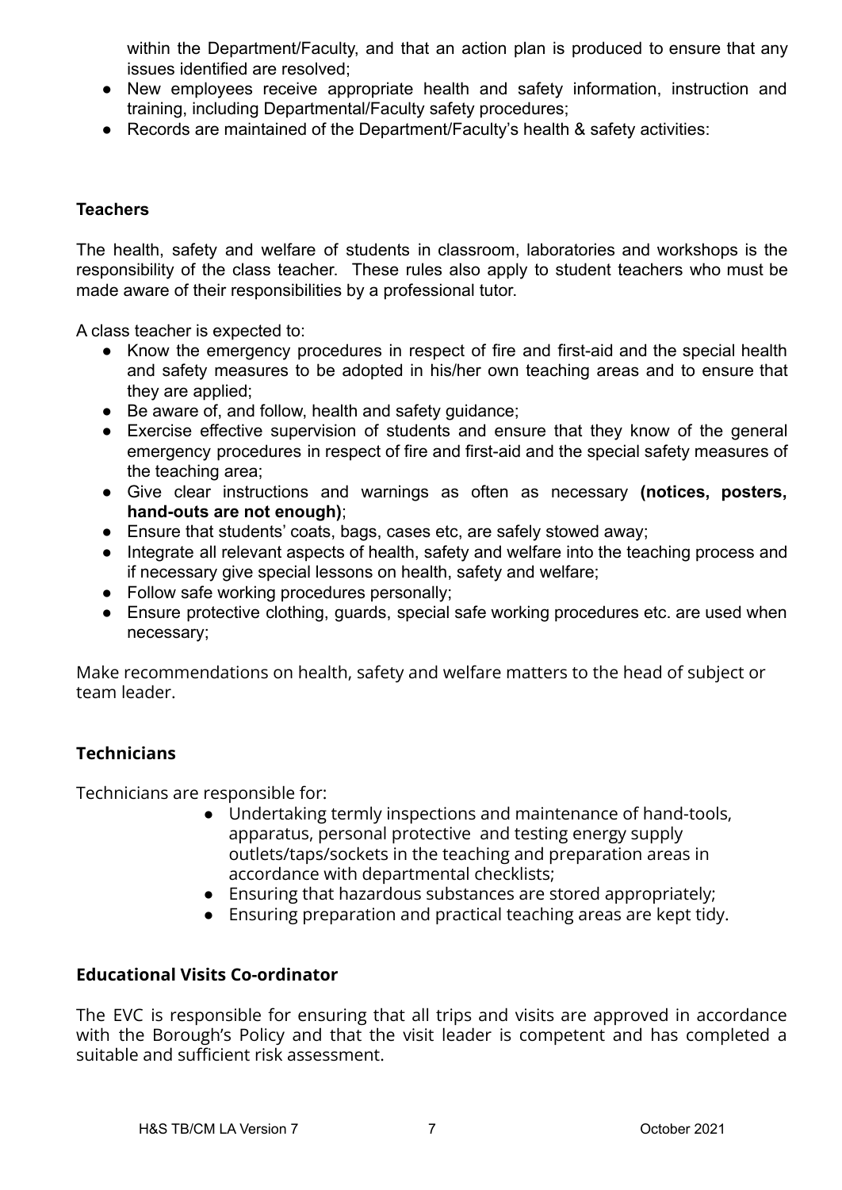within the Department/Faculty, and that an action plan is produced to ensure that any issues identified are resolved;

- New employees receive appropriate health and safety information, instruction and training, including Departmental/Faculty safety procedures;
- Records are maintained of the Department/Faculty's health & safety activities:

### Teachers

The health, safety and welfare of students in classroom, laboratories and workshops is the responsibility of the class teacher. These rules also apply to student teachers who must be made aware of their responsibilities by a professional tutor.

A class teacher is expected to:

- Know the emergency procedures in respect of fire and first-aid and the special health and safety measures to be adopted in his/her own teaching areas and to ensure that they are applied;
- Be aware of, and follow, health and safety guidance;
- Exercise effective supervision of students and ensure that they know of the general emergency procedures in respect of fire and first-aid and the special safety measures of the teaching area;
- Give clear instructions and warnings as often as necessary **(notices, posters, hand-outs are not enough)**;
- Ensure that students' coats, bags, cases etc, are safely stowed away;
- Integrate all relevant aspects of health, safety and welfare into the teaching process and if necessary give special lessons on health, safety and welfare;
- Follow safe working procedures personally;
- Ensure protective clothing, guards, special safe working procedures etc. are used when necessary;

Make recommendations on health, safety and welfare matters to the head of subject or team leader.

### Technicians

Technicians are responsible for:

- Undertaking termly inspections and maintenance of hand-tools, apparatus, personal protective and testing energy supply outlets/taps/sockets in the teaching and preparation areas in accordance with departmental checklists;
- Ensuring that hazardous substances are stored appropriately;
- Ensuring preparation and practical teaching areas are kept tidy.

### Educational Visits Co-ordinator

The EVC is responsible for ensuring that all trips and visits are approved in accordance with the Borough's Policy and that the visit leader is competent and has completed a suitable and sufficient risk assessment.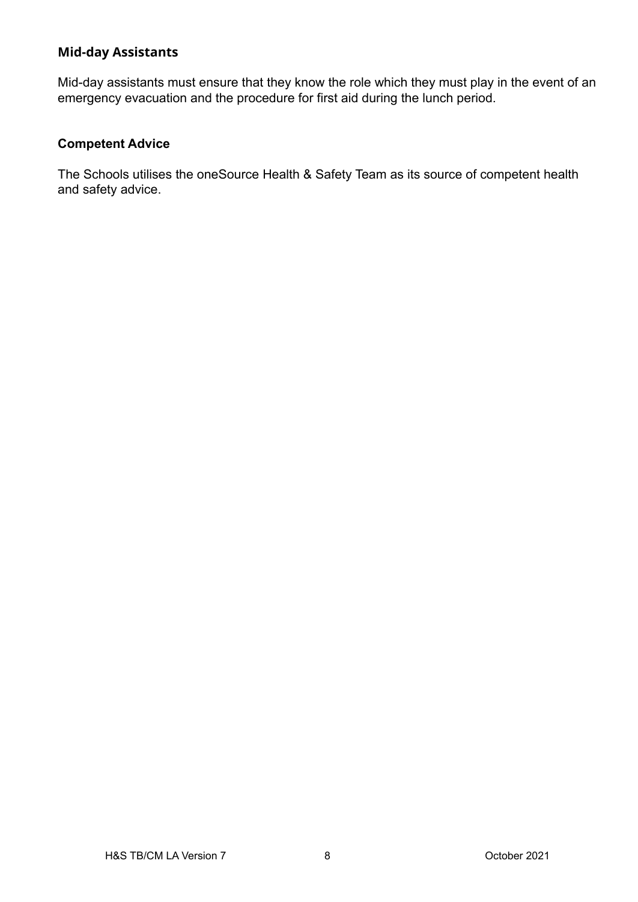### Mid-day Assistants

Mid-day assistants must ensure that they know the role which they must play in the event of an emergency evacuation and the procedure for first aid during the lunch period.

### Competent Advice

The Schools utilises the oneSource Health & Safety Team as its source of competent health and safety advice.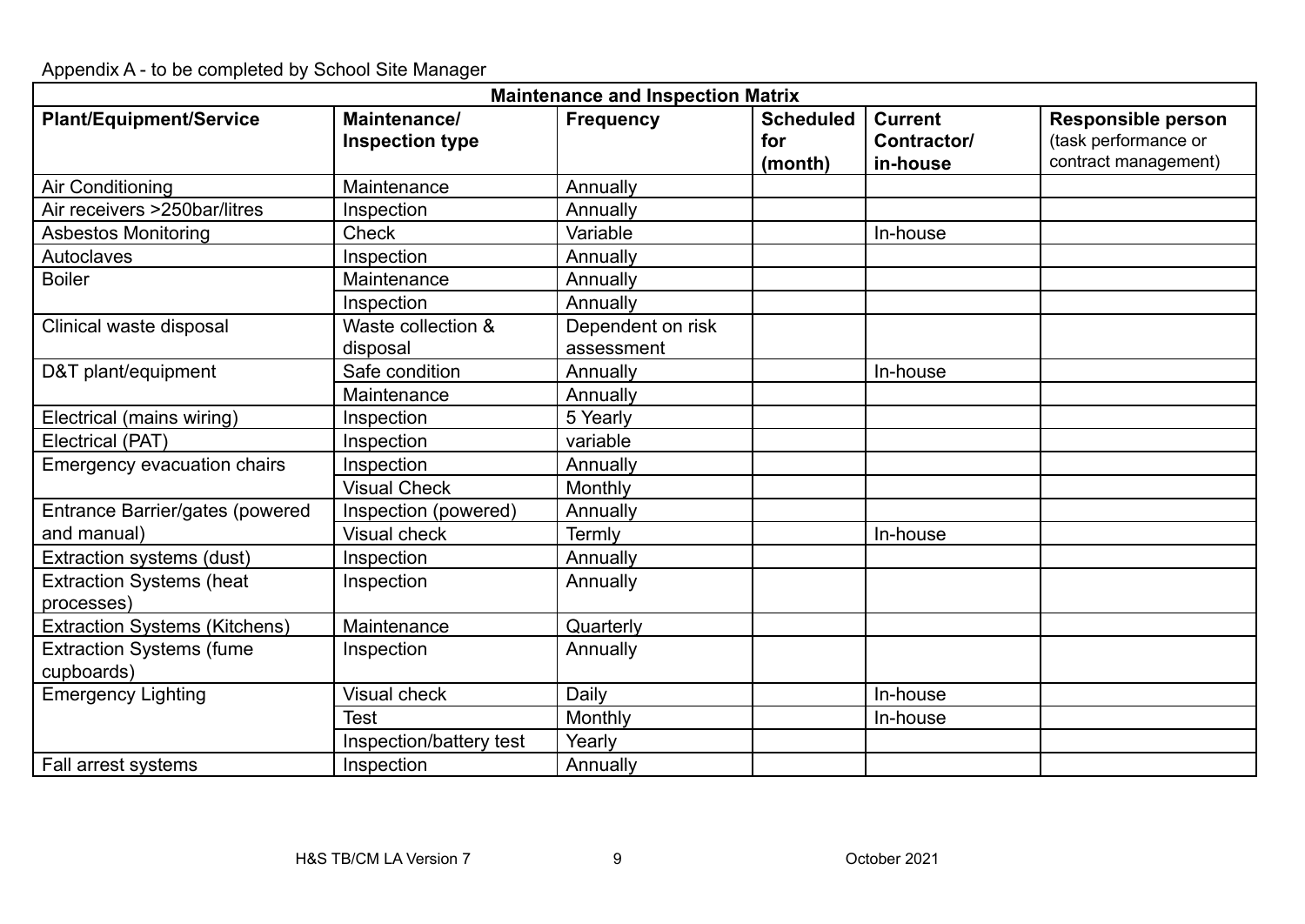Appendix A - to be completed by School Site Manager

| **Maintenance and Inspection Matrix** | | | | | |
|---|---|---|---|---|---|
| **Plant/Equipment/Service** | **Maintenance/ Inspection type** | **Frequency** | **Scheduled for (month)** | **Current Contractor/ in-house** | **Responsible person** (task performance or contract management) |
| Air Conditioning | Maintenance | Annually | | | |
| Air receivers >250bar/litres | Inspection | Annually | | | |
| Asbestos Monitoring | Check | Variable | | In-house | |
| Autoclaves | Inspection | Annually | | | |
| Boiler | Maintenance | Annually | | | |
| | Inspection | Annually | | | |
| Clinical waste disposal | Waste collection & disposal | Dependent on risk assessment | | | |
| D&T plant/equipment | Safe condition | Annually | | In-house | |
| | Maintenance | Annually | | | |
| Electrical (mains wiring) | Inspection | 5 Yearly | | | |
| Electrical (PAT) | Inspection | variable | | | |
| Emergency evacuation chairs | Inspection | Annually | | | |
| | Visual Check | Monthly | | | |
| Entrance Barrier/gates (powered and manual) | Inspection (powered) | Annually | | | |
| | Visual check | Termly | | In-house | |
| Extraction systems (dust) | Inspection | Annually | | | |
| Extraction Systems (heat processes) | Inspection | Annually | | | |
| Extraction Systems (Kitchens) | Maintenance | Quarterly | | | |
| Extraction Systems (fume cupboards) | Inspection | Annually | | | |
| Emergency Lighting | Visual check | Daily | | In-house | |
| | Test | Monthly | | In-house | |
| | Inspection/battery test | Yearly | | | |
| Fall arrest systems | Inspection | Annually | | | |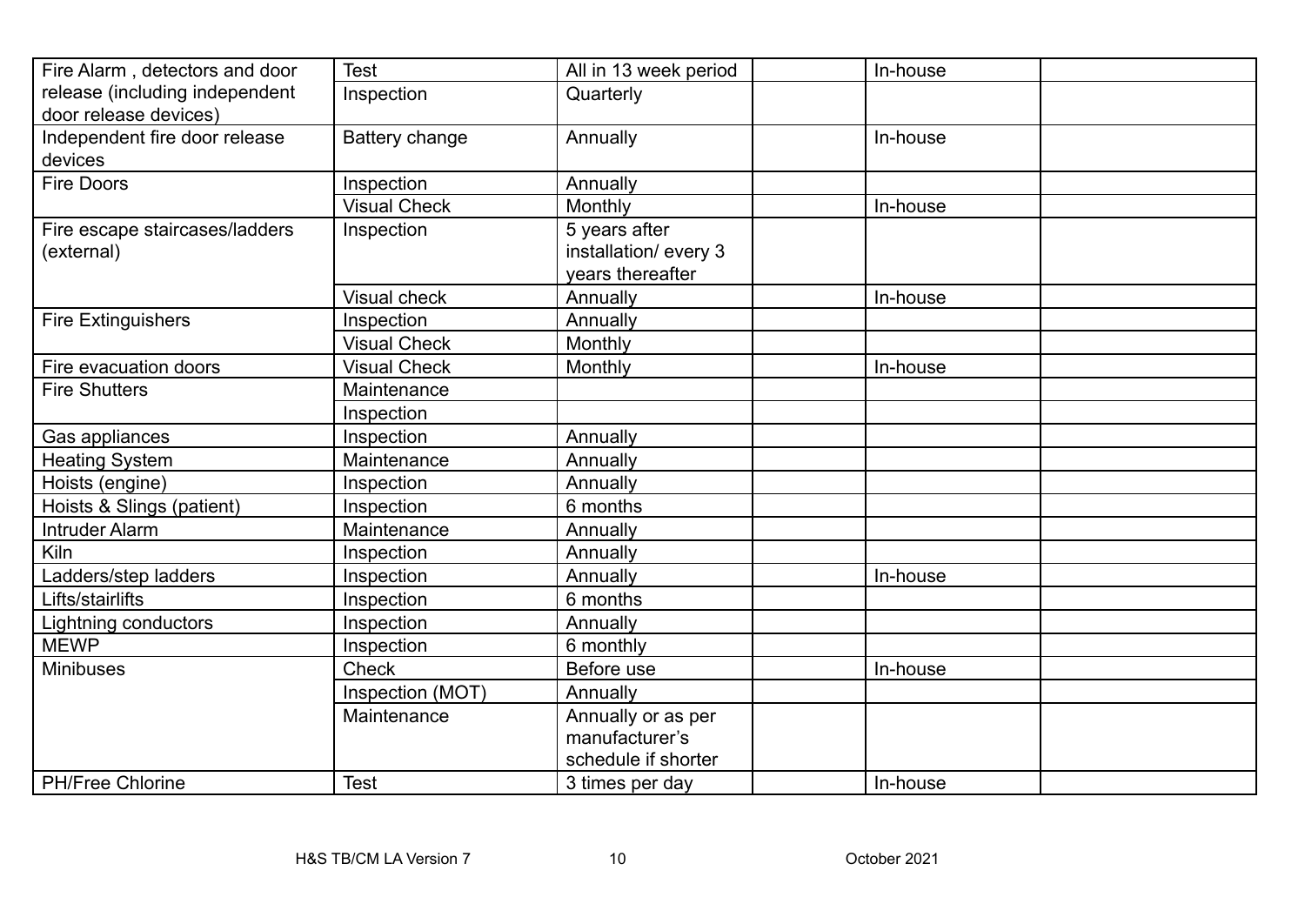| | | | | | |
|---|---|---|---|---|---|
| Fire Alarm , detectors and door release (including independent door release devices) | Test | All in 13 week period | | In-house | |
| | Inspection | Quarterly | | | |
| Independent fire door release devices | Battery change | Annually | | In-house | |
| Fire Doors | Inspection | Annually | | | |
| | Visual Check | Monthly | | In-house | |
| Fire escape staircases/ladders (external) | Inspection | 5 years after installation/ every 3 years thereafter | | | |
| | Visual check | Annually | | In-house | |
| Fire Extinguishers | Inspection | Annually | | | |
| | Visual Check | Monthly | | | |
| Fire evacuation doors | Visual Check | Monthly | | In-house | |
| Fire Shutters | Maintenance | | | | |
| | Inspection | | | | |
| Gas appliances | Inspection | Annually | | | |
| Heating System | Maintenance | Annually | | | |
| Hoists (engine) | Inspection | Annually | | | |
| Hoists & Slings (patient) | Inspection | 6 months | | | |
| Intruder Alarm | Maintenance | Annually | | | |
| Kiln | Inspection | Annually | | | |
| Ladders/step ladders | Inspection | Annually | | In-house | |
| Lifts/stairlifts | Inspection | 6 months | | | |
| Lightning conductors | Inspection | Annually | | | |
| MEWP | Inspection | 6 monthly | | | |
| Minibuses | Check | Before use | | In-house | |
| | Inspection (MOT) | Annually | | | |
| | Maintenance | Annually or as per manufacturer's schedule if shorter | | | |
| PH/Free Chlorine | Test | 3 times per day | | In-house | |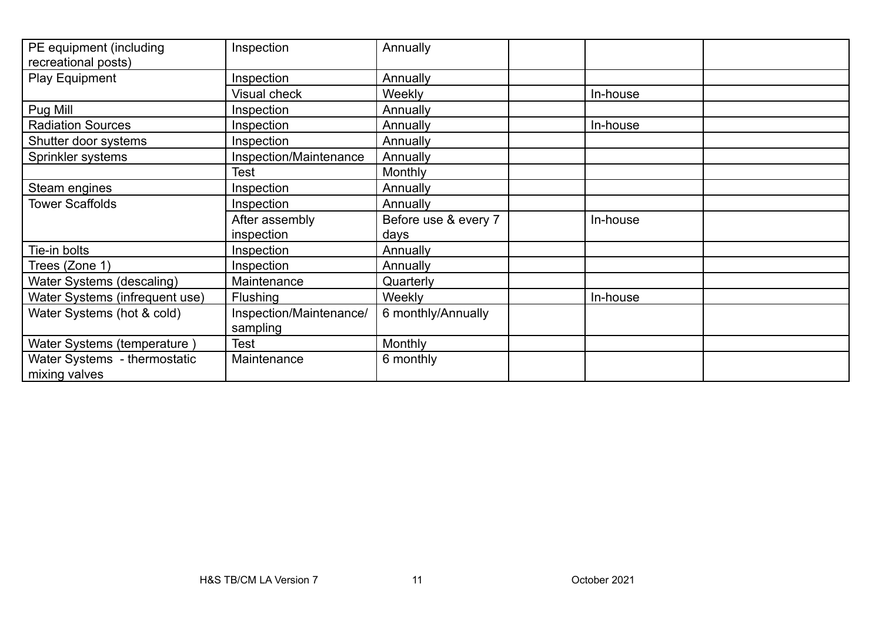| | | | | | |
|---|---|---|---|---|---|
| PE equipment (including recreational posts) | Inspection | Annually | | | |
| Play Equipment | Inspection | Annually | | | |
| | Visual check | Weekly | | In-house | |
| Pug Mill | Inspection | Annually | | | |
| Radiation Sources | Inspection | Annually | | In-house | |
| Shutter door systems | Inspection | Annually | | | |
| Sprinkler systems | Inspection/Maintenance | Annually | | | |
| | Test | Monthly | | | |
| Steam engines | Inspection | Annually | | | |
| Tower Scaffolds | Inspection | Annually | | | |
| | After assembly inspection | Before use & every 7 days | | In-house | |
| Tie-in bolts | Inspection | Annually | | | |
| Trees (Zone 1) | Inspection | Annually | | | |
| Water Systems (descaling) | Maintenance | Quarterly | | | |
| Water Systems (infrequent use) | Flushing | Weekly | | In-house | |
| Water Systems (hot & cold) | Inspection/Maintenance/ sampling | 6 monthly/Annually | | | |
| Water Systems (temperature ) | Test | Monthly | | | |
| Water Systems - thermostatic mixing valves | Maintenance | 6 monthly | | | |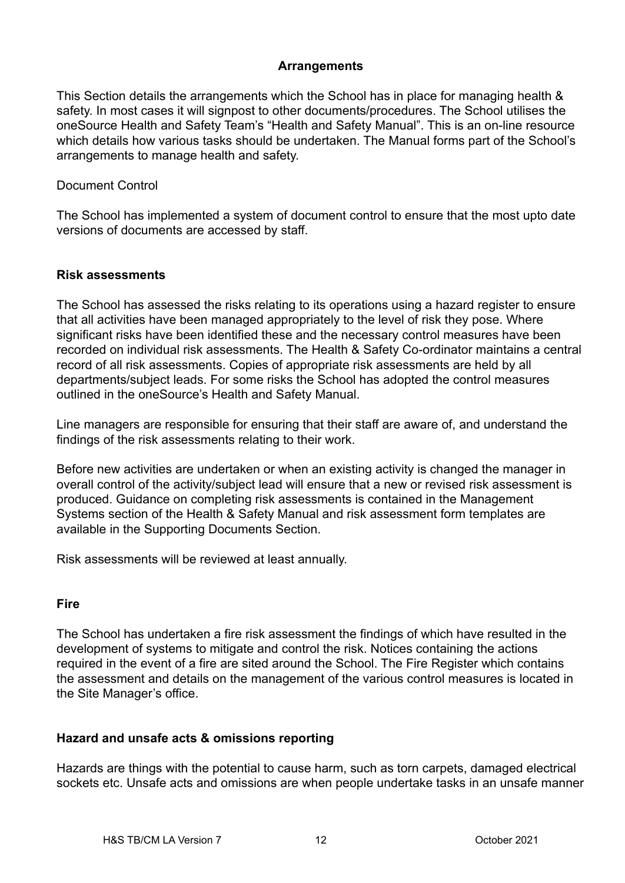## Arrangements

This Section details the arrangements which the School has in place for managing health & safety. In most cases it will signpost to other documents/procedures. The School utilises the oneSource Health and Safety Team's "Health and Safety Manual". This is an on-line resource which details how various tasks should be undertaken. The Manual forms part of the School's arrangements to manage health and safety.

Document Control

The School has implemented a system of document control to ensure that the most upto date versions of documents are accessed by staff.

### Risk assessments

The School has assessed the risks relating to its operations using a hazard register to ensure that all activities have been managed appropriately to the level of risk they pose. Where significant risks have been identified these and the necessary control measures have been recorded on individual risk assessments. The Health & Safety Co-ordinator maintains a central record of all risk assessments. Copies of appropriate risk assessments are held by all departments/subject leads. For some risks the School has adopted the control measures outlined in the oneSource's Health and Safety Manual.

Line managers are responsible for ensuring that their staff are aware of, and understand the findings of the risk assessments relating to their work.

Before new activities are undertaken or when an existing activity is changed the manager in overall control of the activity/subject lead will ensure that a new or revised risk assessment is produced. Guidance on completing risk assessments is contained in the Management Systems section of the Health & Safety Manual and risk assessment form templates are available in the Supporting Documents Section.

Risk assessments will be reviewed at least annually.

### Fire

The School has undertaken a fire risk assessment the findings of which have resulted in the development of systems to mitigate and control the risk. Notices containing the actions required in the event of a fire are sited around the School. The Fire Register which contains the assessment and details on the management of the various control measures is located in the Site Manager's office.

### Hazard and unsafe acts & omissions reporting

Hazards are things with the potential to cause harm, such as torn carpets, damaged electrical sockets etc. Unsafe acts and omissions are when people undertake tasks in an unsafe manner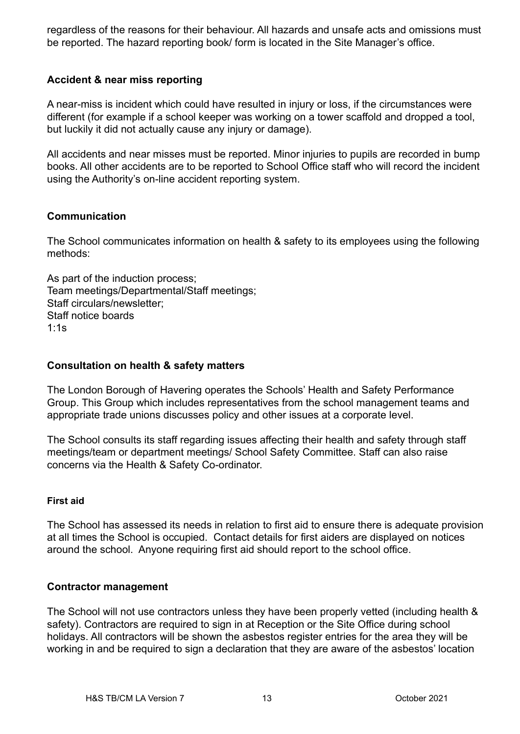regardless of the reasons for their behaviour. All hazards and unsafe acts and omissions must be reported. The hazard reporting book/ form is located in the Site Manager's office.

### Accident & near miss reporting

A near-miss is incident which could have resulted in injury or loss, if the circumstances were different (for example if a school keeper was working on a tower scaffold and dropped a tool, but luckily it did not actually cause any injury or damage).

All accidents and near misses must be reported. Minor injuries to pupils are recorded in bump books. All other accidents are to be reported to School Office staff who will record the incident using the Authority's on-line accident reporting system.

### Communication

The School communicates information on health & safety to its employees using the following methods:

As part of the induction process;
Team meetings/Departmental/Staff meetings;
Staff circulars/newsletter;
Staff notice boards
1:1s

### Consultation on health & safety matters

The London Borough of Havering operates the Schools' Health and Safety Performance Group. This Group which includes representatives from the school management teams and appropriate trade unions discusses policy and other issues at a corporate level.

The School consults its staff regarding issues affecting their health and safety through staff meetings/team or department meetings/ School Safety Committee. Staff can also raise concerns via the Health & Safety Co-ordinator.

### First aid

The School has assessed its needs in relation to first aid to ensure there is adequate provision at all times the School is occupied. Contact details for first aiders are displayed on notices around the school. Anyone requiring first aid should report to the school office.

### Contractor management

The School will not use contractors unless they have been properly vetted (including health & safety). Contractors are required to sign in at Reception or the Site Office during school holidays. All contractors will be shown the asbestos register entries for the area they will be working in and be required to sign a declaration that they are aware of the asbestos' location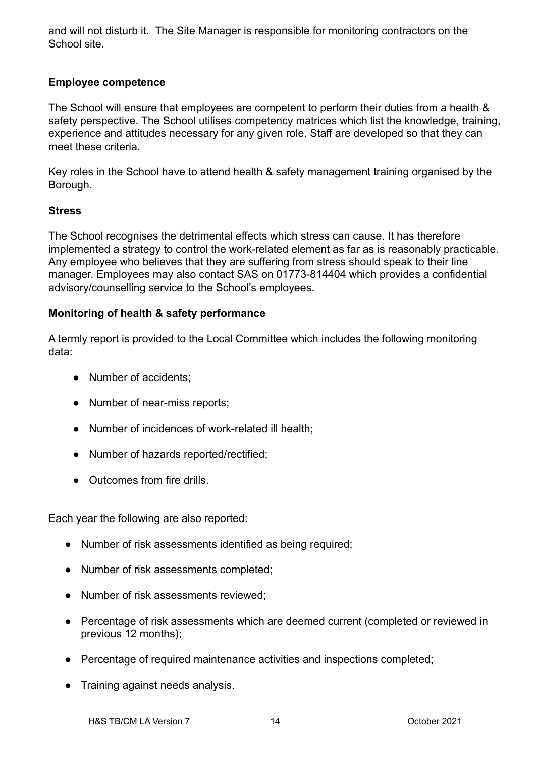and will not disturb it. The Site Manager is responsible for monitoring contractors on the School site.

### Employee competence

The School will ensure that employees are competent to perform their duties from a health & safety perspective. The School utilises competency matrices which list the knowledge, training, experience and attitudes necessary for any given role. Staff are developed so that they can meet these criteria.

Key roles in the School have to attend health & safety management training organised by the Borough.

### Stress

The School recognises the detrimental effects which stress can cause. It has therefore implemented a strategy to control the work-related element as far as is reasonably practicable. Any employee who believes that they are suffering from stress should speak to their line manager. Employees may also contact SAS on 01773-814404 which provides a confidential advisory/counselling service to the School's employees.

### Monitoring of health & safety performance

A termly report is provided to the Local Committee which includes the following monitoring data:

- Number of accidents;
- Number of near-miss reports;
- Number of incidences of work-related ill health;
- Number of hazards reported/rectified;
- Outcomes from fire drills.

Each year the following are also reported:

- Number of risk assessments identified as being required;
- Number of risk assessments completed;
- Number of risk assessments reviewed;
- Percentage of risk assessments which are deemed current (completed or reviewed in previous 12 months);
- Percentage of required maintenance activities and inspections completed;
- Training against needs analysis.